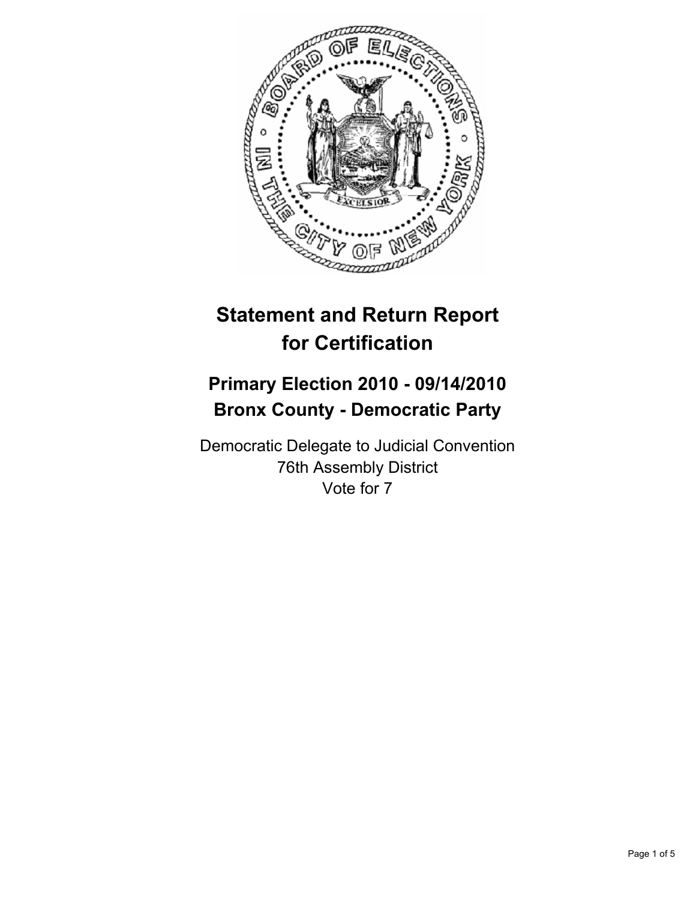# Statement and Return Report for Certification

## Primary Election 2010 - 09/14/2010
## Bronx County - Democratic Party

Democratic Delegate to Judicial Convention
76th Assembly District
Vote for 7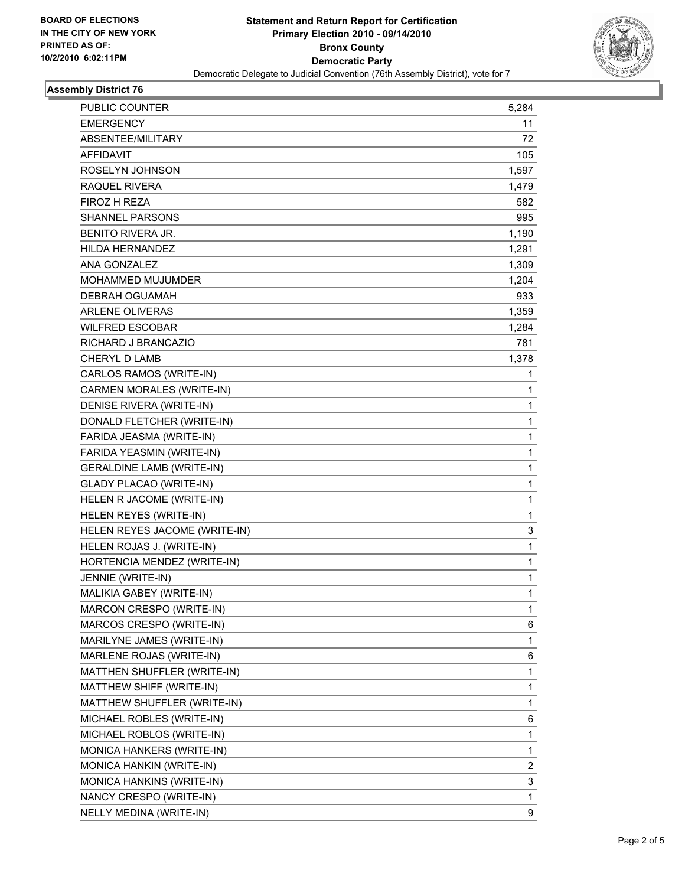BOARD OF ELECTIONS
IN THE CITY OF NEW YORK
PRINTED AS OF:
10/2/2010 6:02:11PM

**Statement and Return Report for Certification**
**Primary Election 2010 - 09/14/2010**
**Bronx County**
**Democratic Party**
Democratic Delegate to Judicial Convention (76th Assembly District), vote for 7

### Assembly District 76

| | |
|---|---|
| PUBLIC COUNTER | 5,284 |
| EMERGENCY | 11 |
| ABSENTEE/MILITARY | 72 |
| AFFIDAVIT | 105 |
| ROSELYN JOHNSON | 1,597 |
| RAQUEL RIVERA | 1,479 |
| FIROZ H REZA | 582 |
| SHANNEL PARSONS | 995 |
| BENITO RIVERA JR. | 1,190 |
| HILDA HERNANDEZ | 1,291 |
| ANA GONZALEZ | 1,309 |
| MOHAMMED MUJUMDER | 1,204 |
| DEBRAH OGUAMAH | 933 |
| ARLENE OLIVERAS | 1,359 |
| WILFRED ESCOBAR | 1,284 |
| RICHARD J BRANCAZIO | 781 |
| CHERYL D LAMB | 1,378 |
| CARLOS RAMOS (WRITE-IN) | 1 |
| CARMEN MORALES (WRITE-IN) | 1 |
| DENISE RIVERA (WRITE-IN) | 1 |
| DONALD FLETCHER (WRITE-IN) | 1 |
| FARIDA JEASMA (WRITE-IN) | 1 |
| FARIDA YEASMIN (WRITE-IN) | 1 |
| GERALDINE LAMB (WRITE-IN) | 1 |
| GLADY PLACAO (WRITE-IN) | 1 |
| HELEN R JACOME (WRITE-IN) | 1 |
| HELEN REYES (WRITE-IN) | 1 |
| HELEN REYES JACOME (WRITE-IN) | 3 |
| HELEN ROJAS J. (WRITE-IN) | 1 |
| HORTENCIA MENDEZ (WRITE-IN) | 1 |
| JENNIE (WRITE-IN) | 1 |
| MALIKIA GABEY (WRITE-IN) | 1 |
| MARCON CRESPO (WRITE-IN) | 1 |
| MARCOS CRESPO (WRITE-IN) | 6 |
| MARILYNE JAMES (WRITE-IN) | 1 |
| MARLENE ROJAS (WRITE-IN) | 6 |
| MATTHEN SHUFFLER (WRITE-IN) | 1 |
| MATTHEW SHIFF (WRITE-IN) | 1 |
| MATTHEW SHUFFLER (WRITE-IN) | 1 |
| MICHAEL ROBLES (WRITE-IN) | 6 |
| MICHAEL ROBLOS (WRITE-IN) | 1 |
| MONICA HANKERS (WRITE-IN) | 1 |
| MONICA HANKIN (WRITE-IN) | 2 |
| MONICA HANKINS (WRITE-IN) | 3 |
| NANCY CRESPO (WRITE-IN) | 1 |
| NELLY MEDINA (WRITE-IN) | 9 |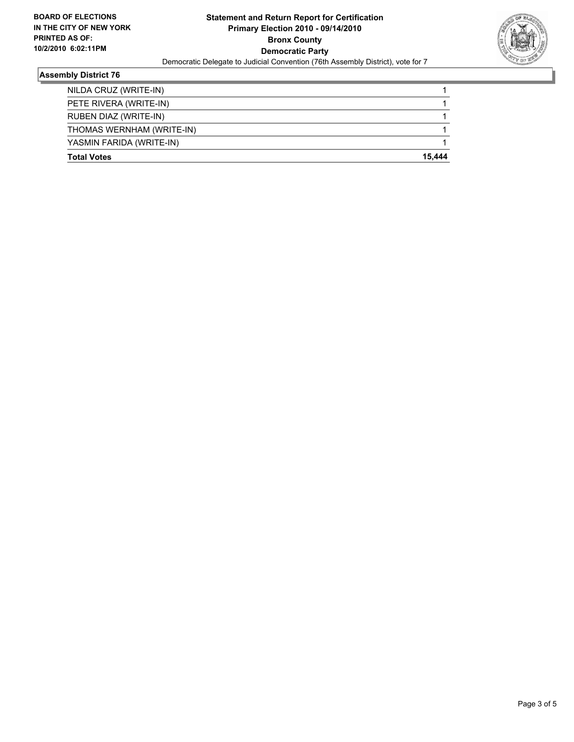**Statement and Return Report for Certification**
**Primary Election 2010 - 09/14/2010**
**Bronx County**
**Democratic Party**
Democratic Delegate to Judicial Convention (76th Assembly District), vote for 7

**BOARD OF ELECTIONS IN THE CITY OF NEW YORK PRINTED AS OF: 10/2/2010 6:02:11PM**

### Assembly District 76

| | |
|---|---|
| NILDA CRUZ (WRITE-IN) | 1 |
| PETE RIVERA (WRITE-IN) | 1 |
| RUBEN DIAZ (WRITE-IN) | 1 |
| THOMAS WERNHAM (WRITE-IN) | 1 |
| YASMIN FARIDA (WRITE-IN) | 1 |
| **Total Votes** | **15,444** |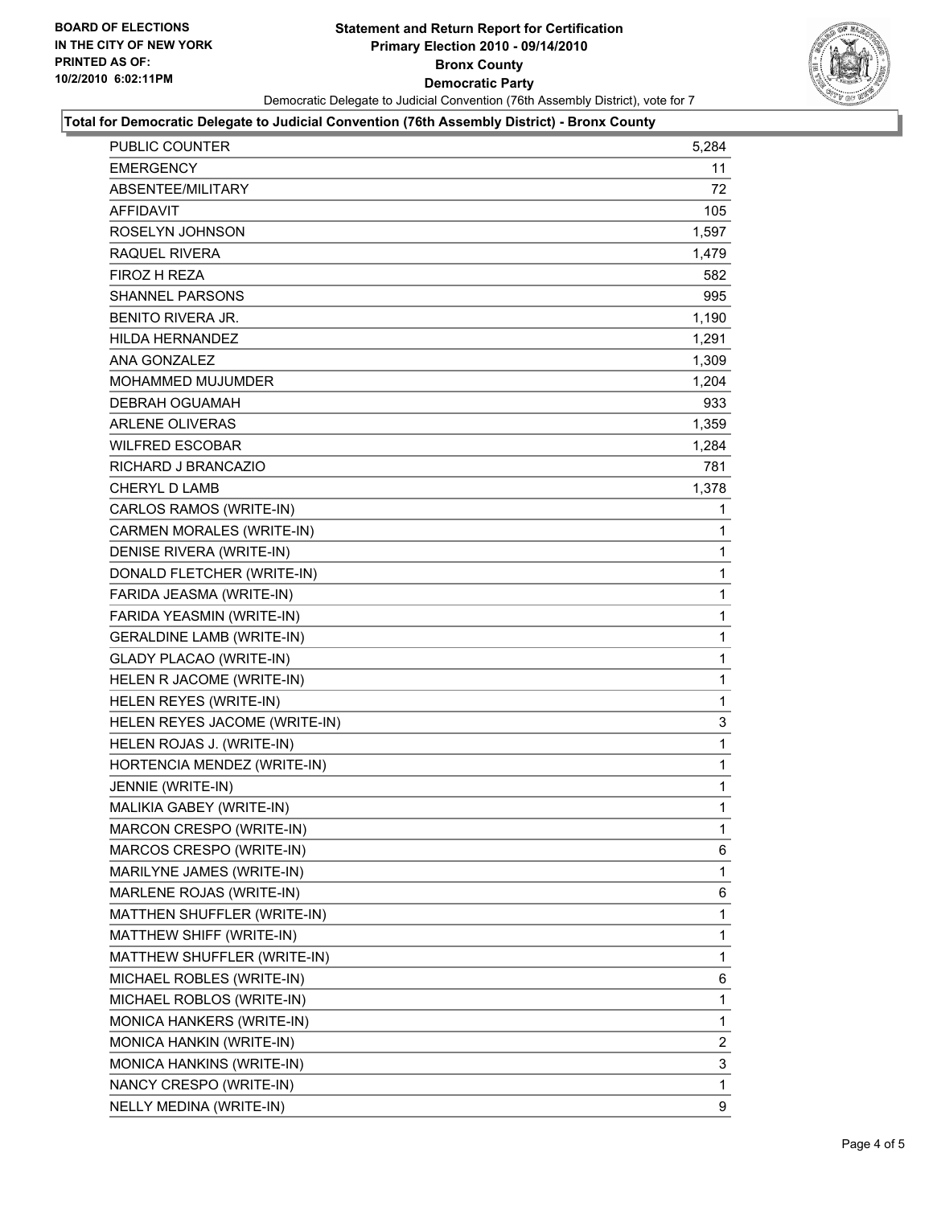**BOARD OF ELECTIONS IN THE CITY OF NEW YORK PRINTED AS OF: 10/2/2010 6:02:11PM**

# Statement and Return Report for Certification
## Primary Election 2010 - 09/14/2010
## Bronx County
## Democratic Party

Democratic Delegate to Judicial Convention (76th Assembly District), vote for 7

### Total for Democratic Delegate to Judicial Convention (76th Assembly District) - Bronx County

| | |
|---|---|
| PUBLIC COUNTER | 5,284 |
| EMERGENCY | 11 |
| ABSENTEE/MILITARY | 72 |
| AFFIDAVIT | 105 |
| ROSELYN JOHNSON | 1,597 |
| RAQUEL RIVERA | 1,479 |
| FIROZ H REZA | 582 |
| SHANNEL PARSONS | 995 |
| BENITO RIVERA JR. | 1,190 |
| HILDA HERNANDEZ | 1,291 |
| ANA GONZALEZ | 1,309 |
| MOHAMMED MUJUMDER | 1,204 |
| DEBRAH OGUAMAH | 933 |
| ARLENE OLIVERAS | 1,359 |
| WILFRED ESCOBAR | 1,284 |
| RICHARD J BRANCAZIO | 781 |
| CHERYL D LAMB | 1,378 |
| CARLOS RAMOS (WRITE-IN) | 1 |
| CARMEN MORALES (WRITE-IN) | 1 |
| DENISE RIVERA (WRITE-IN) | 1 |
| DONALD FLETCHER (WRITE-IN) | 1 |
| FARIDA JEASMA (WRITE-IN) | 1 |
| FARIDA YEASMIN (WRITE-IN) | 1 |
| GERALDINE LAMB (WRITE-IN) | 1 |
| GLADY PLACAO (WRITE-IN) | 1 |
| HELEN R JACOME (WRITE-IN) | 1 |
| HELEN REYES (WRITE-IN) | 1 |
| HELEN REYES JACOME (WRITE-IN) | 3 |
| HELEN ROJAS J. (WRITE-IN) | 1 |
| HORTENCIA MENDEZ (WRITE-IN) | 1 |
| JENNIE (WRITE-IN) | 1 |
| MALIKIA GABEY (WRITE-IN) | 1 |
| MARCON CRESPO (WRITE-IN) | 1 |
| MARCOS CRESPO (WRITE-IN) | 6 |
| MARILYNE JAMES (WRITE-IN) | 1 |
| MARLENE ROJAS (WRITE-IN) | 6 |
| MATTHEN SHUFFLER (WRITE-IN) | 1 |
| MATTHEW SHIFF (WRITE-IN) | 1 |
| MATTHEW SHUFFLER (WRITE-IN) | 1 |
| MICHAEL ROBLES (WRITE-IN) | 6 |
| MICHAEL ROBLOS (WRITE-IN) | 1 |
| MONICA HANKERS (WRITE-IN) | 1 |
| MONICA HANKIN (WRITE-IN) | 2 |
| MONICA HANKINS (WRITE-IN) | 3 |
| NANCY CRESPO (WRITE-IN) | 1 |
| NELLY MEDINA (WRITE-IN) | 9 |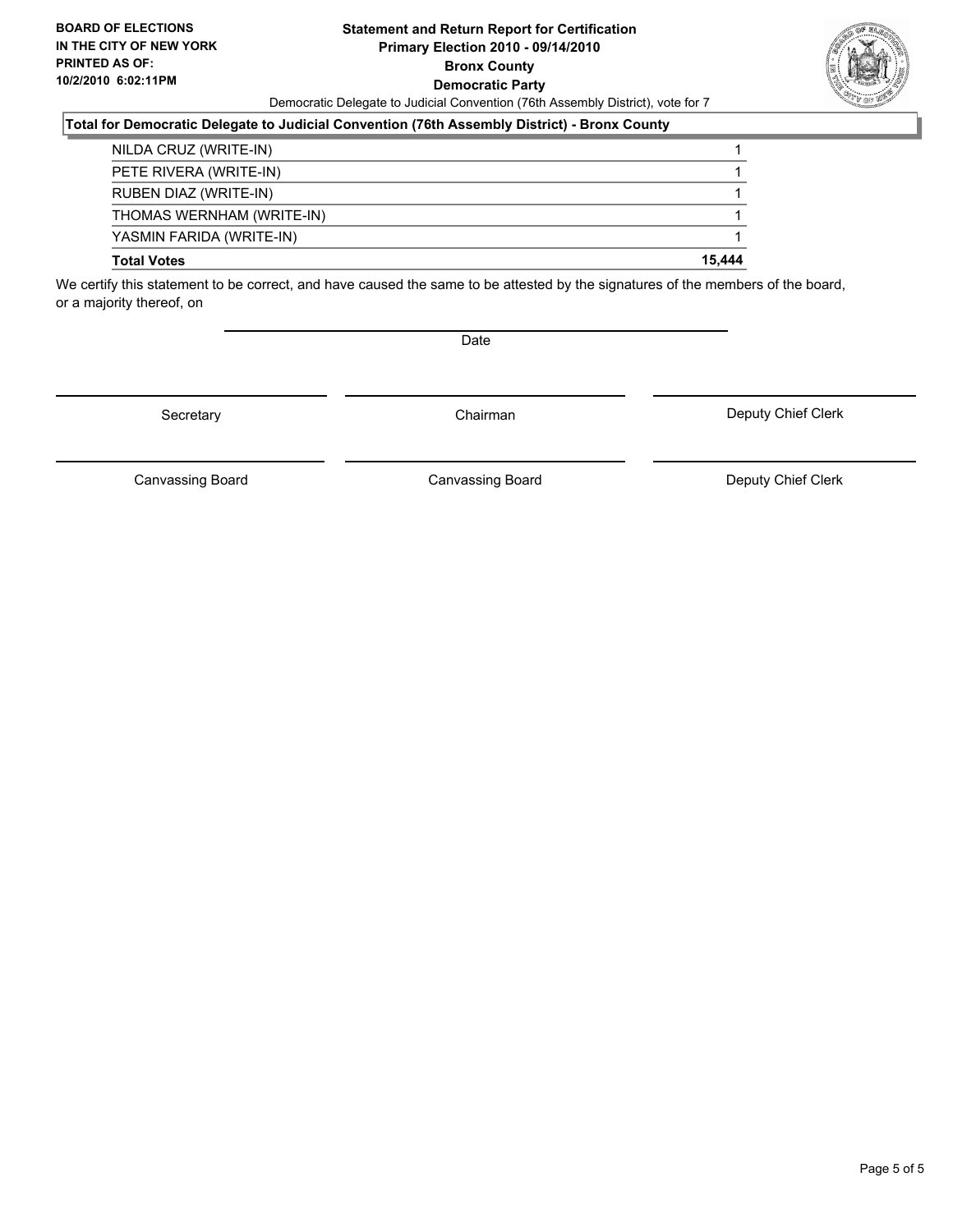**BOARD OF ELECTIONS IN THE CITY OF NEW YORK PRINTED AS OF: 10/2/2010 6:02:11PM**

**Statement and Return Report for Certification Primary Election 2010 - 09/14/2010 Bronx County Democratic Party**

Democratic Delegate to Judicial Convention (76th Assembly District), vote for 7

**Total for Democratic Delegate to Judicial Convention (76th Assembly District) - Bronx County**

| | |
|---|---|
| NILDA CRUZ (WRITE-IN) | 1 |
| PETE RIVERA (WRITE-IN) | 1 |
| RUBEN DIAZ (WRITE-IN) | 1 |
| THOMAS WERNHAM (WRITE-IN) | 1 |
| YASMIN FARIDA (WRITE-IN) | 1 |
| **Total Votes** | **15,444** |

We certify this statement to be correct, and have caused the same to be attested by the signatures of the members of the board, or a majority thereof, on

Date

Secretary | Chairman | Deputy Chief Clerk

Canvassing Board | Canvassing Board | Deputy Chief Clerk